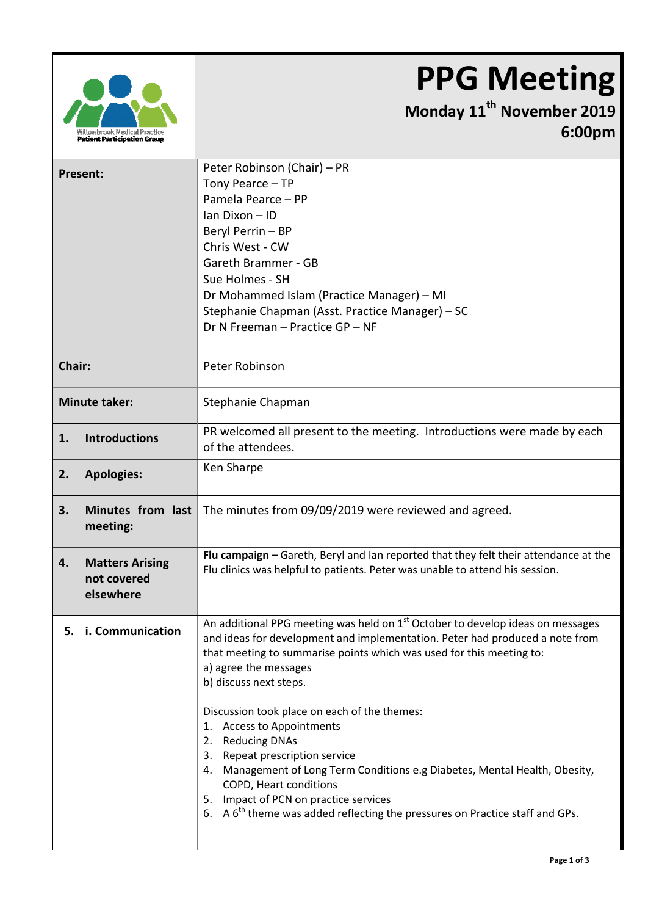Willowbrook Medical Practice
Patient Participation Group

# PPG Meeting

**Monday 11th November 2019**
**6:00pm**

| | |
|---|---|
| **Present:** | Peter Robinson (Chair) – PR<br>Tony Pearce – TP<br>Pamela Pearce – PP<br>Ian Dixon – ID<br>Beryl Perrin – BP<br>Chris West - CW<br>Gareth Brammer - GB<br>Sue Holmes - SH<br>Dr Mohammed Islam (Practice Manager) – MI<br>Stephanie Chapman (Asst. Practice Manager) – SC<br>Dr N Freeman – Practice GP – NF |
| **Chair:** | Peter Robinson |
| **Minute taker:** | Stephanie Chapman |
| **1. Introductions** | PR welcomed all present to the meeting. Introductions were made by each of the attendees. |
| **2. Apologies:** | Ken Sharpe |
| **3. Minutes from last meeting:** | The minutes from 09/09/2019 were reviewed and agreed. |
| **4. Matters Arising not covered elsewhere** | **Flu campaign –** Gareth, Beryl and Ian reported that they felt their attendance at the Flu clinics was helpful to patients. Peter was unable to attend his session. |
| **5. i. Communication** | An additional PPG meeting was held on 1st October to develop ideas on messages and ideas for development and implementation. Peter had produced a note from that meeting to summarise points which was used for this meeting to:<br>a) agree the messages<br>b) discuss next steps.<br><br>Discussion took place on each of the themes:<br>1. Access to Appointments<br>2. Reducing DNAs<br>3. Repeat prescription service<br>4. Management of Long Term Conditions e.g Diabetes, Mental Health, Obesity, COPD, Heart conditions<br>5. Impact of PCN on practice services<br>6. A 6th theme was added reflecting the pressures on Practice staff and GPs. |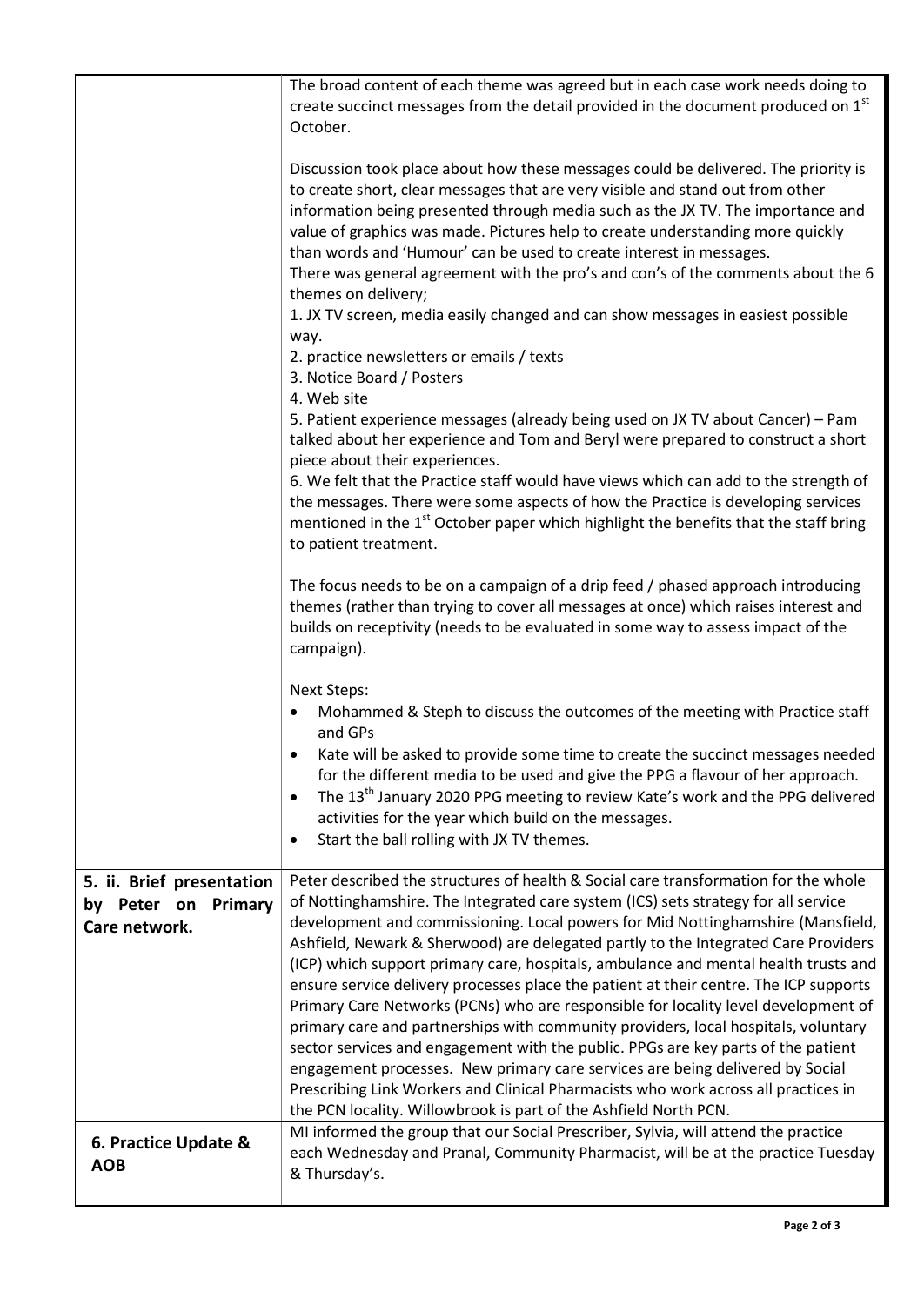| | |
|---|---|
| | The broad content of each theme was agreed but in each case work needs doing to create succinct messages from the detail provided in the document produced on 1st October.<br><br>Discussion took place about how these messages could be delivered. The priority is to create short, clear messages that are very visible and stand out from other information being presented through media such as the JX TV. The importance and value of graphics was made. Pictures help to create understanding more quickly than words and 'Humour' can be used to create interest in messages.<br>There was general agreement with the pro's and con's of the comments about the 6 themes on delivery;<br>1. JX TV screen, media easily changed and can show messages in easiest possible way.<br>2. practice newsletters or emails / texts<br>3. Notice Board / Posters<br>4. Web site<br>5. Patient experience messages (already being used on JX TV about Cancer) – Pam talked about her experience and Tom and Beryl were prepared to construct a short piece about their experiences.<br>6. We felt that the Practice staff would have views which can add to the strength of the messages. There were some aspects of how the Practice is developing services mentioned in the 1st October paper which highlight the benefits that the staff bring to patient treatment.<br><br>The focus needs to be on a campaign of a drip feed / phased approach introducing themes (rather than trying to cover all messages at once) which raises interest and builds on receptivity (needs to be evaluated in some way to assess impact of the campaign).<br><br>Next Steps:<br>• Mohammed & Steph to discuss the outcomes of the meeting with Practice staff and GPs<br>• Kate will be asked to provide some time to create the succinct messages needed for the different media to be used and give the PPG a flavour of her approach.<br>• The 13th January 2020 PPG meeting to review Kate's work and the PPG delivered activities for the year which build on the messages.<br>• Start the ball rolling with JX TV themes. |
| **5. ii. Brief presentation by Peter on Primary Care network.** | Peter described the structures of health & Social care transformation for the whole of Nottinghamshire. The Integrated care system (ICS) sets strategy for all service development and commissioning. Local powers for Mid Nottinghamshire (Mansfield, Ashfield, Newark & Sherwood) are delegated partly to the Integrated Care Providers (ICP) which support primary care, hospitals, ambulance and mental health trusts and ensure service delivery processes place the patient at their centre. The ICP supports Primary Care Networks (PCNs) who are responsible for locality level development of primary care and partnerships with community providers, local hospitals, voluntary sector services and engagement with the public. PPGs are key parts of the patient engagement processes. New primary care services are being delivered by Social Prescribing Link Workers and Clinical Pharmacists who work across all practices in the PCN locality. Willowbrook is part of the Ashfield North PCN. |
| **6. Practice Update & AOB** | MI informed the group that our Social Prescriber, Sylvia, will attend the practice each Wednesday and Pranal, Community Pharmacist, will be at the practice Tuesday & Thursday's. |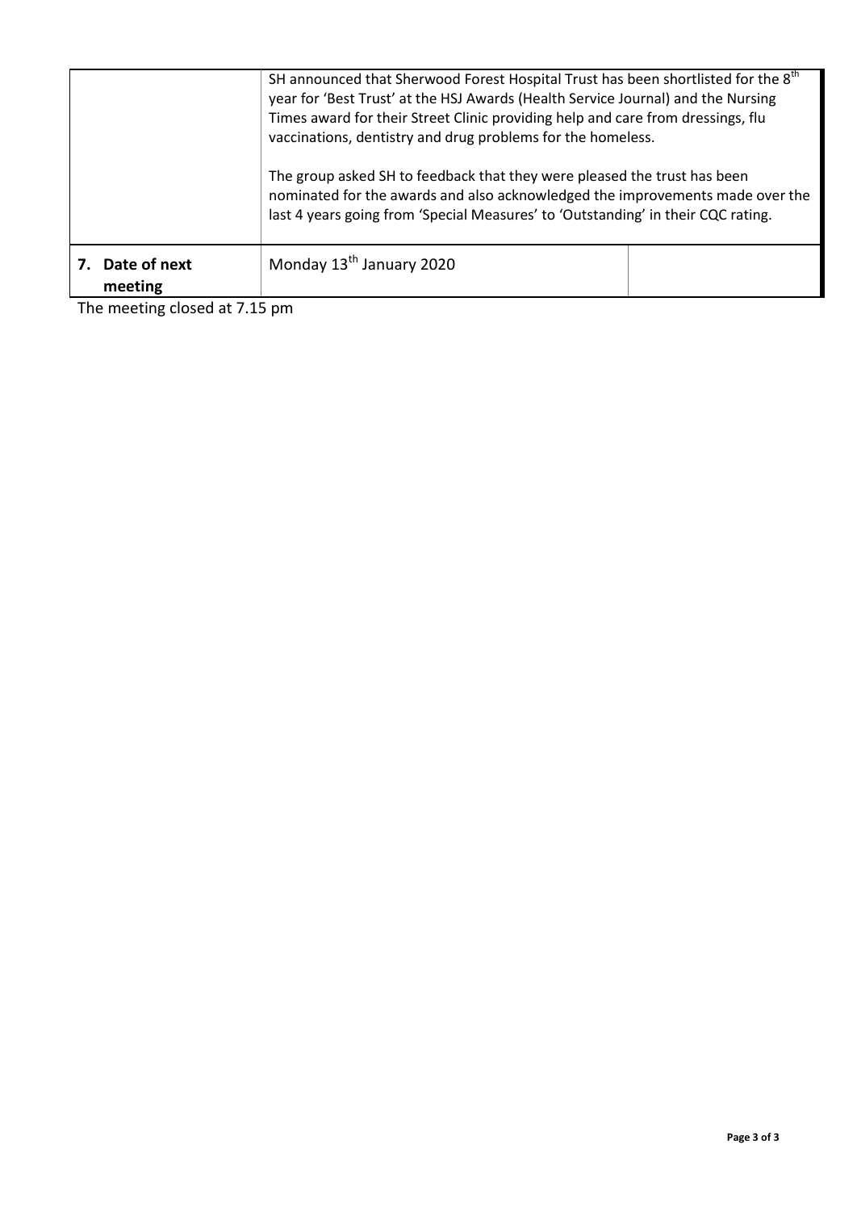| | | |
|---|---|---|
| | SH announced that Sherwood Forest Hospital Trust has been shortlisted for the 8th year for 'Best Trust' at the HSJ Awards (Health Service Journal) and the Nursing Times award for their Street Clinic providing help and care from dressings, flu vaccinations, dentistry and drug problems for the homeless.<br><br>The group asked SH to feedback that they were pleased the trust has been nominated for the awards and also acknowledged the improvements made over the last 4 years going from 'Special Measures' to 'Outstanding' in their CQC rating. | |
| **7. Date of next meeting** | Monday 13th January 2020 | |

The meeting closed at 7.15 pm